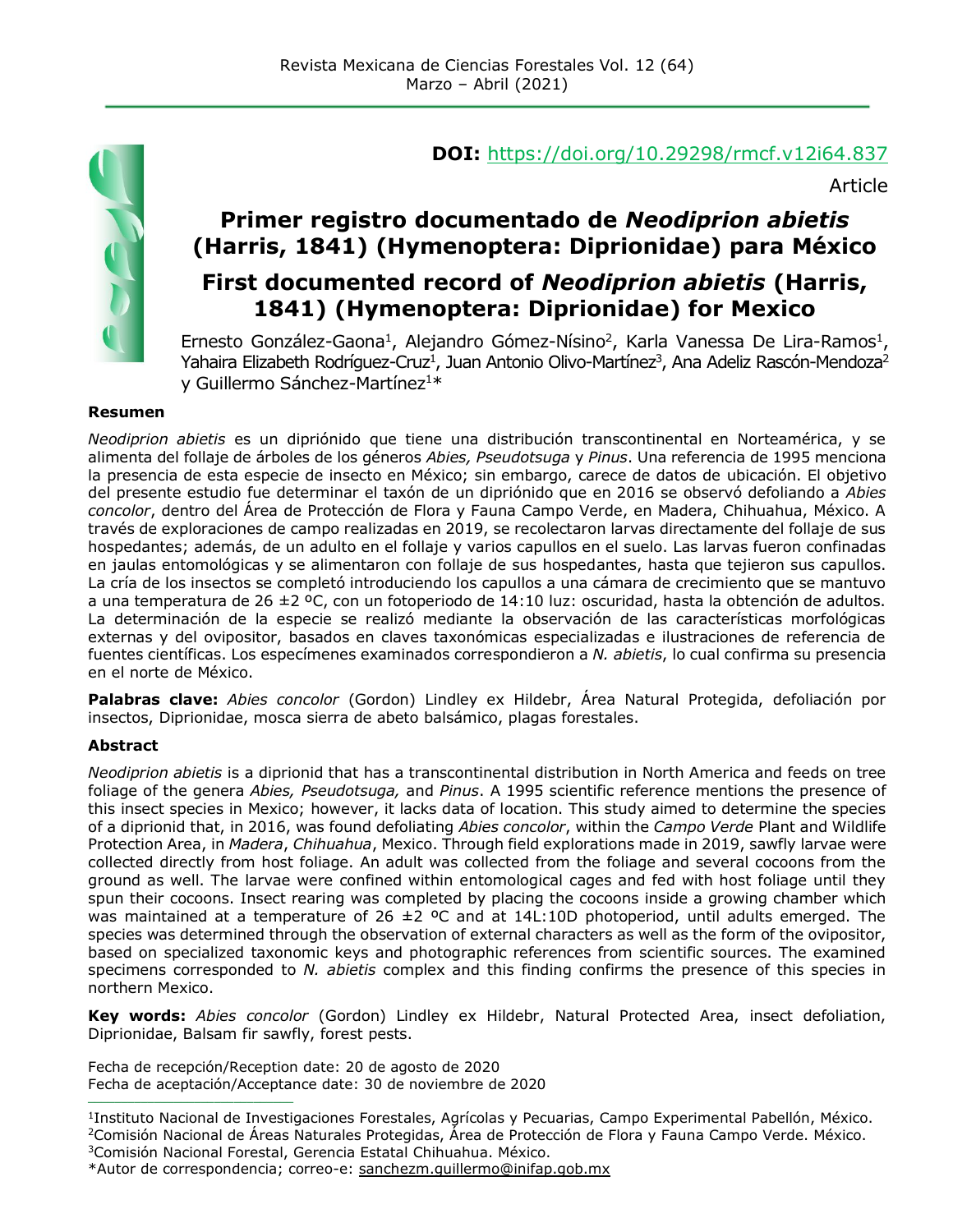**DOI:** https://doi.org/10.29298/rmcf.v12i64.837

Article

# Primer registro documentado de *Neodiprion abietis* (Harris, 1841) (Hymenoptera: Diprionidae) para México

# First documented record of *Neodiprion abietis* (Harris, 1841) (Hymenoptera: Diprionidae) for Mexico

Ernesto González-Gaona[1], Alejandro Gómez-Nísino[2], Karla Vanessa De Lira-Ramos[1], Yahaira Elizabeth Rodríguez-Cruz[1], Juan Antonio Olivo-Martínez[3], Ana Adeliz Rascón-Mendoza[2] y Guillermo Sánchez-Martínez[1]*

**Resumen**

*Neodiprion abietis* es un dipriónido que tiene una distribución transcontinental en Norteamérica, y se alimenta del follaje de árboles de los géneros *Abies, Pseudotsuga* y *Pinus*. Una referencia de 1995 menciona la presencia de esta especie de insecto en México; sin embargo, carece de datos de ubicación. El objetivo del presente estudio fue determinar el taxón de un dipriónido que en 2016 se observó defoliando a *Abies concolor*, dentro del Área de Protección de Flora y Fauna Campo Verde, en Madera, Chihuahua, México. A través de exploraciones de campo realizadas en 2019, se recolectaron larvas directamente del follaje de sus hospedantes; además, de un adulto en el follaje y varios capullos en el suelo. Las larvas fueron confinadas en jaulas entomológicas y se alimentaron con follaje de sus hospedantes, hasta que tejieron sus capullos. La cría de los insectos se completó introduciendo los capullos a una cámara de crecimiento que se mantuvo a una temperatura de 26 ±2 ºC, con un fotoperiodo de 14:10 luz: oscuridad, hasta la obtención de adultos. La determinación de la especie se realizó mediante la observación de las características morfológicas externas y del ovipositor, basados en claves taxonómicas especializadas e ilustraciones de referencia de fuentes científicas. Los especímenes examinados correspondieron a *N. abietis*, lo cual confirma su presencia en el norte de México.

**Palabras clave:** *Abies concolor* (Gordon) Lindley ex Hildebr, Área Natural Protegida, defoliación por insectos, Diprionidae, mosca sierra de abeto balsámico, plagas forestales.

**Abstract**

*Neodiprion abietis* is a diprionid that has a transcontinental distribution in North America and feeds on tree foliage of the genera *Abies, Pseudotsuga,* and *Pinus*. A 1995 scientific reference mentions the presence of this insect species in Mexico; however, it lacks data of location. This study aimed to determine the species of a diprionid that, in 2016, was found defoliating *Abies concolor*, within the *Campo Verde* Plant and Wildlife Protection Area, in *Madera*, *Chihuahua*, Mexico. Through field explorations made in 2019, sawfly larvae were collected directly from host foliage. An adult was collected from the foliage and several cocoons from the ground as well. The larvae were confined within entomological cages and fed with host foliage until they spun their cocoons. Insect rearing was completed by placing the cocoons inside a growing chamber which was maintained at a temperature of 26 ±2 ºC and at 14L:10D photoperiod, until adults emerged. The species was determined through the observation of external characters as well as the form of the ovipositor, based on specialized taxonomic keys and photographic references from scientific sources. The examined specimens corresponded to *N. abietis* complex and this finding confirms the presence of this species in northern Mexico.

**Key words:** *Abies concolor* (Gordon) Lindley ex Hildebr, Natural Protected Area, insect defoliation, Diprionidae, Balsam fir sawfly, forest pests.

Fecha de recepción/Reception date: 20 de agosto de 2020
Fecha de aceptación/Acceptance date: 30 de noviembre de 2020

---

[1]Instituto Nacional de Investigaciones Forestales, Agrícolas y Pecuarias, Campo Experimental Pabellón, México.
[2]Comisión Nacional de Áreas Naturales Protegidas, Área de Protección de Flora y Fauna Campo Verde. México.
[3]Comisión Nacional Forestal, Gerencia Estatal Chihuahua. México.
*Autor de correspondencia; correo-e: sanchezm.guillermo@inifap.gob.mx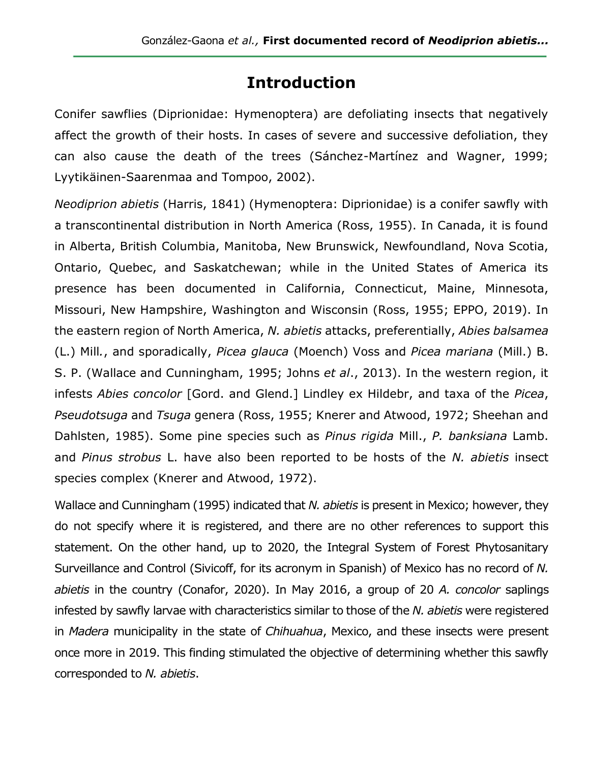## Introduction

Conifer sawflies (Diprionidae: Hymenoptera) are defoliating insects that negatively affect the growth of their hosts. In cases of severe and successive defoliation, they can also cause the death of the trees (Sánchez-Martínez and Wagner, 1999; Lyytikäinen-Saarenmaa and Tompoo, 2002).

*Neodiprion abietis* (Harris, 1841) (Hymenoptera: Diprionidae) is a conifer sawfly with a transcontinental distribution in North America (Ross, 1955). In Canada, it is found in Alberta, British Columbia, Manitoba, New Brunswick, Newfoundland, Nova Scotia, Ontario, Quebec, and Saskatchewan; while in the United States of America its presence has been documented in California, Connecticut, Maine, Minnesota, Missouri, New Hampshire, Washington and Wisconsin (Ross, 1955; EPPO, 2019). In the eastern region of North America, *N. abietis* attacks, preferentially, *Abies balsamea* (L.) Mill., and sporadically, *Picea glauca* (Moench) Voss and *Picea mariana* (Mill.) B. S. P. (Wallace and Cunningham, 1995; Johns *et al*., 2013). In the western region, it infests *Abies concolor* [Gord. and Glend.] Lindley ex Hildebr, and taxa of the *Picea*, *Pseudotsuga* and *Tsuga* genera (Ross, 1955; Knerer and Atwood, 1972; Sheehan and Dahlsten, 1985). Some pine species such as *Pinus rigida* Mill., *P. banksiana* Lamb. and *Pinus strobus* L. have also been reported to be hosts of the *N. abietis* insect species complex (Knerer and Atwood, 1972).

Wallace and Cunningham (1995) indicated that *N. abietis* is present in Mexico; however, they do not specify where it is registered, and there are no other references to support this statement. On the other hand, up to 2020, the Integral System of Forest Phytosanitary Surveillance and Control (Sivicoff, for its acronym in Spanish) of Mexico has no record of *N. abietis* in the country (Conafor, 2020). In May 2016, a group of 20 *A. concolor* saplings infested by sawfly larvae with characteristics similar to those of the *N. abietis* were registered in *Madera* municipality in the state of *Chihuahua*, Mexico, and these insects were present once more in 2019. This finding stimulated the objective of determining whether this sawfly corresponded to *N. abietis*.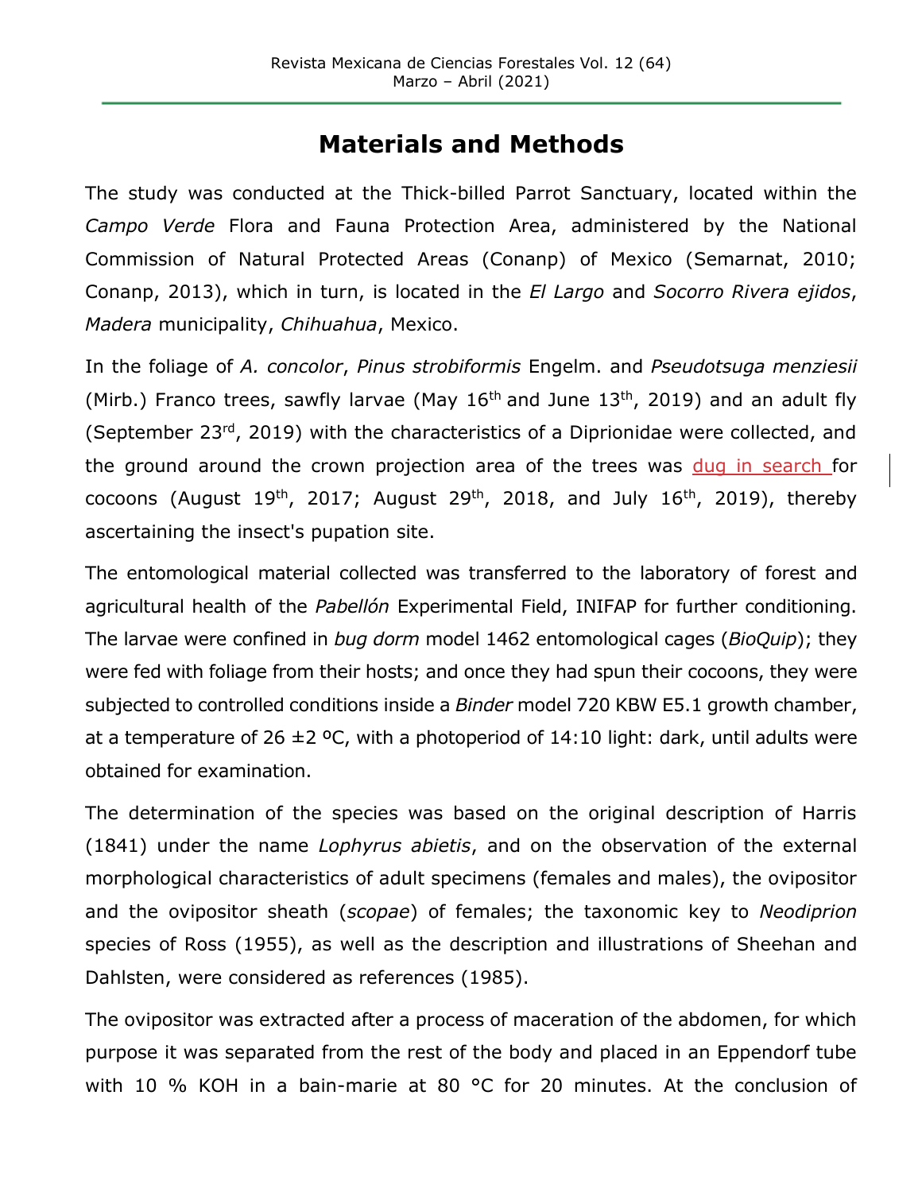# Materials and Methods

The study was conducted at the Thick-billed Parrot Sanctuary, located within the *Campo Verde* Flora and Fauna Protection Area, administered by the National Commission of Natural Protected Areas (Conanp) of Mexico (Semarnat, 2010; Conanp, 2013), which in turn, is located in the *El Largo* and *Socorro Rivera ejidos*, *Madera* municipality, *Chihuahua*, Mexico.

In the foliage of *A. concolor*, *Pinus strobiformis* Engelm. and *Pseudotsuga menziesii* (Mirb.) Franco trees, sawfly larvae (May 16th and June 13th, 2019) and an adult fly (September 23rd, 2019) with the characteristics of a Diprionidae were collected, and the ground around the crown projection area of the trees was dug in search for cocoons (August 19th, 2017; August 29th, 2018, and July 16th, 2019), thereby ascertaining the insect's pupation site.

The entomological material collected was transferred to the laboratory of forest and agricultural health of the *Pabellón* Experimental Field, INIFAP for further conditioning. The larvae were confined in *bug dorm* model 1462 entomological cages (*BioQuip*); they were fed with foliage from their hosts; and once they had spun their cocoons, they were subjected to controlled conditions inside a *Binder* model 720 KBW E5.1 growth chamber, at a temperature of 26 ±2 ºC, with a photoperiod of 14:10 light: dark, until adults were obtained for examination.

The determination of the species was based on the original description of Harris (1841) under the name *Lophyrus abietis*, and on the observation of the external morphological characteristics of adult specimens (females and males), the ovipositor and the ovipositor sheath (*scopae*) of females; the taxonomic key to *Neodiprion* species of Ross (1955), as well as the description and illustrations of Sheehan and Dahlsten, were considered as references (1985).

The ovipositor was extracted after a process of maceration of the abdomen, for which purpose it was separated from the rest of the body and placed in an Eppendorf tube with 10 % KOH in a bain-marie at 80 °C for 20 minutes. At the conclusion of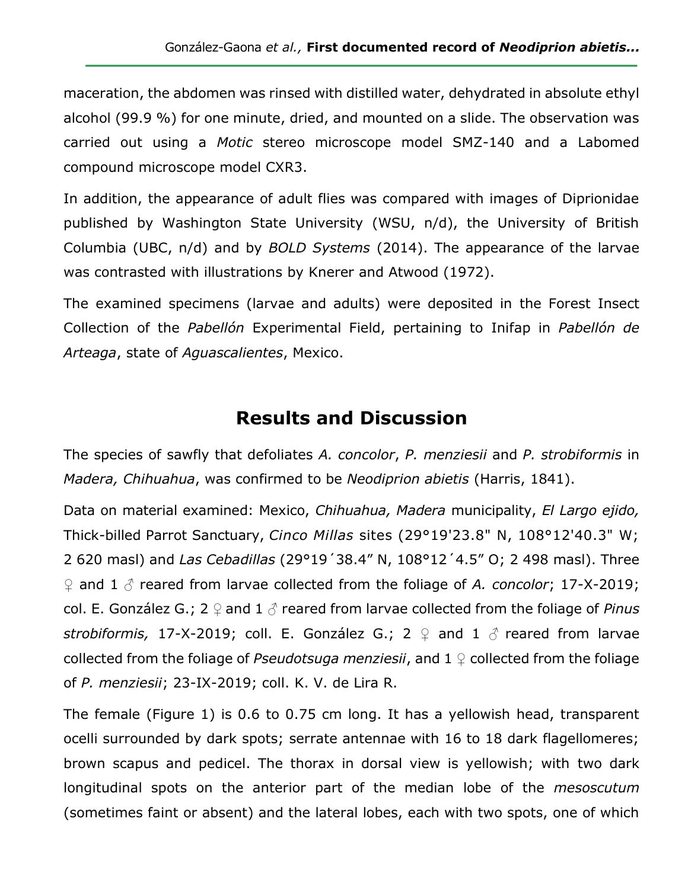maceration, the abdomen was rinsed with distilled water, dehydrated in absolute ethyl alcohol (99.9 %) for one minute, dried, and mounted on a slide. The observation was carried out using a *Motic* stereo microscope model SMZ-140 and a Labomed compound microscope model CXR3.

In addition, the appearance of adult flies was compared with images of Diprionidae published by Washington State University (WSU, n/d), the University of British Columbia (UBC, n/d) and by *BOLD Systems* (2014). The appearance of the larvae was contrasted with illustrations by Knerer and Atwood (1972).

The examined specimens (larvae and adults) were deposited in the Forest Insect Collection of the *Pabellón* Experimental Field, pertaining to Inifap in *Pabellón de Arteaga*, state of *Aguascalientes*, Mexico.

## Results and Discussion

The species of sawfly that defoliates *A. concolor*, *P. menziesii* and *P. strobiformis* in *Madera, Chihuahua*, was confirmed to be *Neodiprion abietis* (Harris, 1841).

Data on material examined: Mexico, *Chihuahua, Madera* municipality, *El Largo ejido,* Thick-billed Parrot Sanctuary, *Cinco Millas* sites (29°19'23.8" N, 108°12'40.3" W; 2 620 masl) and *Las Cebadillas* (29°19´38.4” N, 108°12´4.5” O; 2 498 masl). Three ♀ and 1 ♂ reared from larvae collected from the foliage of *A. concolor*; 17-X-2019; col. E. González G.; 2 ♀ and 1 ♂ reared from larvae collected from the foliage of *Pinus strobiformis,* 17-X-2019; coll. E. González G.; 2 ♀ and 1 ♂ reared from larvae collected from the foliage of *Pseudotsuga menziesii*, and 1 ♀ collected from the foliage of *P. menziesii*; 23-IX-2019; coll. K. V. de Lira R.

The female (Figure 1) is 0.6 to 0.75 cm long. It has a yellowish head, transparent ocelli surrounded by dark spots; serrate antennae with 16 to 18 dark flagellomeres; brown scapus and pedicel. The thorax in dorsal view is yellowish; with two dark longitudinal spots on the anterior part of the median lobe of the *mesoscutum* (sometimes faint or absent) and the lateral lobes, each with two spots, one of which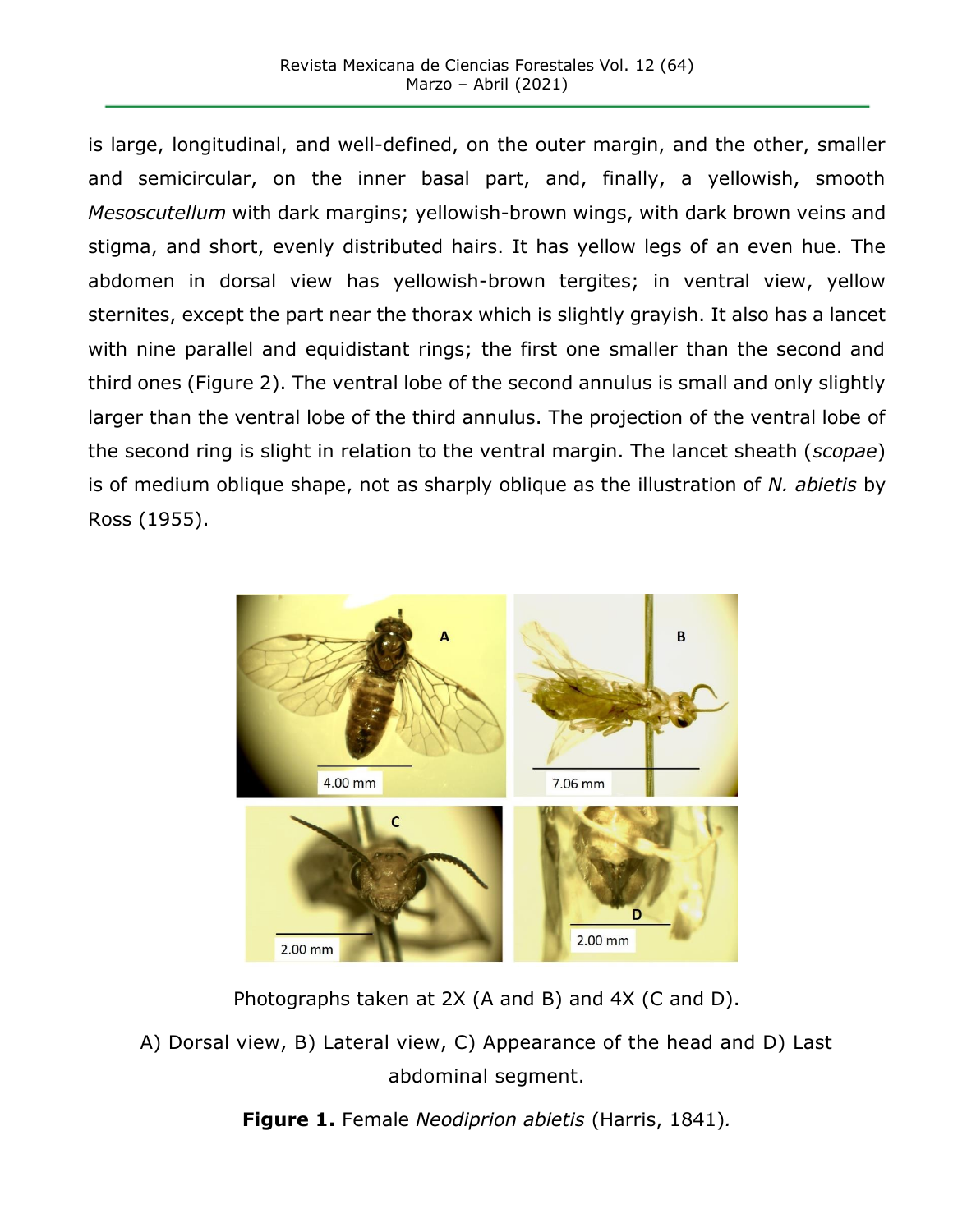is large, longitudinal, and well-defined, on the outer margin, and the other, smaller and semicircular, on the inner basal part, and, finally, a yellowish, smooth *Mesoscutellum* with dark margins; yellowish-brown wings, with dark brown veins and stigma, and short, evenly distributed hairs. It has yellow legs of an even hue. The abdomen in dorsal view has yellowish-brown tergites; in ventral view, yellow sternites, except the part near the thorax which is slightly grayish. It also has a lancet with nine parallel and equidistant rings; the first one smaller than the second and third ones (Figure 2). The ventral lobe of the second annulus is small and only slightly larger than the ventral lobe of the third annulus. The projection of the ventral lobe of the second ring is slight in relation to the ventral margin. The lancet sheath (*scopae*) is of medium oblique shape, not as sharply oblique as the illustration of *N. abietis* by Ross (1955).

Photographs taken at 2X (A and B) and 4X (C and D).

A) Dorsal view, B) Lateral view, C) Appearance of the head and D) Last abdominal segment.

**Figure 1.** Female *Neodiprion abietis* (Harris, 1841).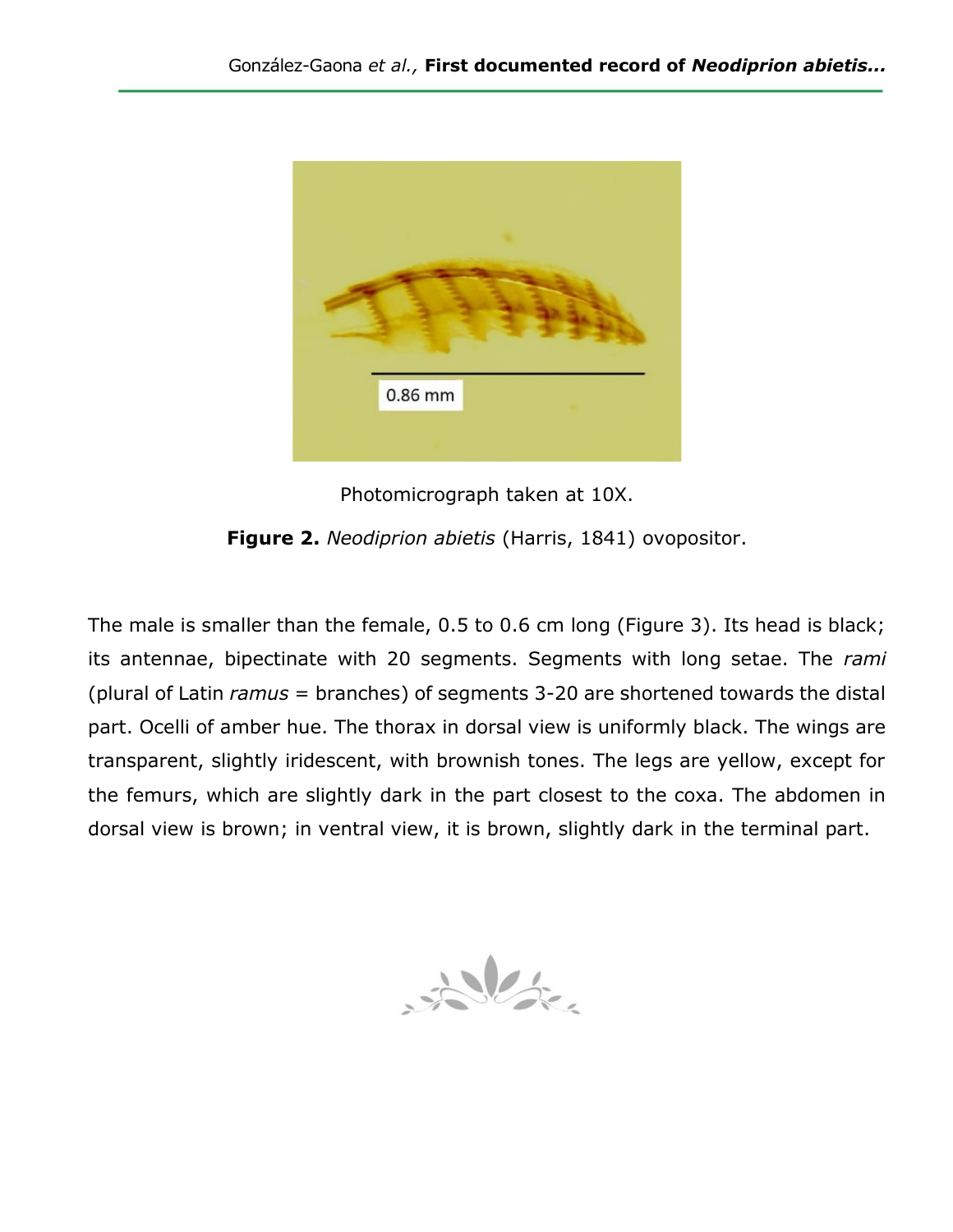Photomicrograph taken at 10X.

**Figure 2.** *Neodiprion abietis* (Harris, 1841) ovopositor.

The male is smaller than the female, 0.5 to 0.6 cm long (Figure 3). Its head is black; its antennae, bipectinate with 20 segments. Segments with long setae. The *rami* (plural of Latin *ramus* = branches) of segments 3-20 are shortened towards the distal part. Ocelli of amber hue. The thorax in dorsal view is uniformly black. The wings are transparent, slightly iridescent, with brownish tones. The legs are yellow, except for the femurs, which are slightly dark in the part closest to the coxa. The abdomen in dorsal view is brown; in ventral view, it is brown, slightly dark in the terminal part.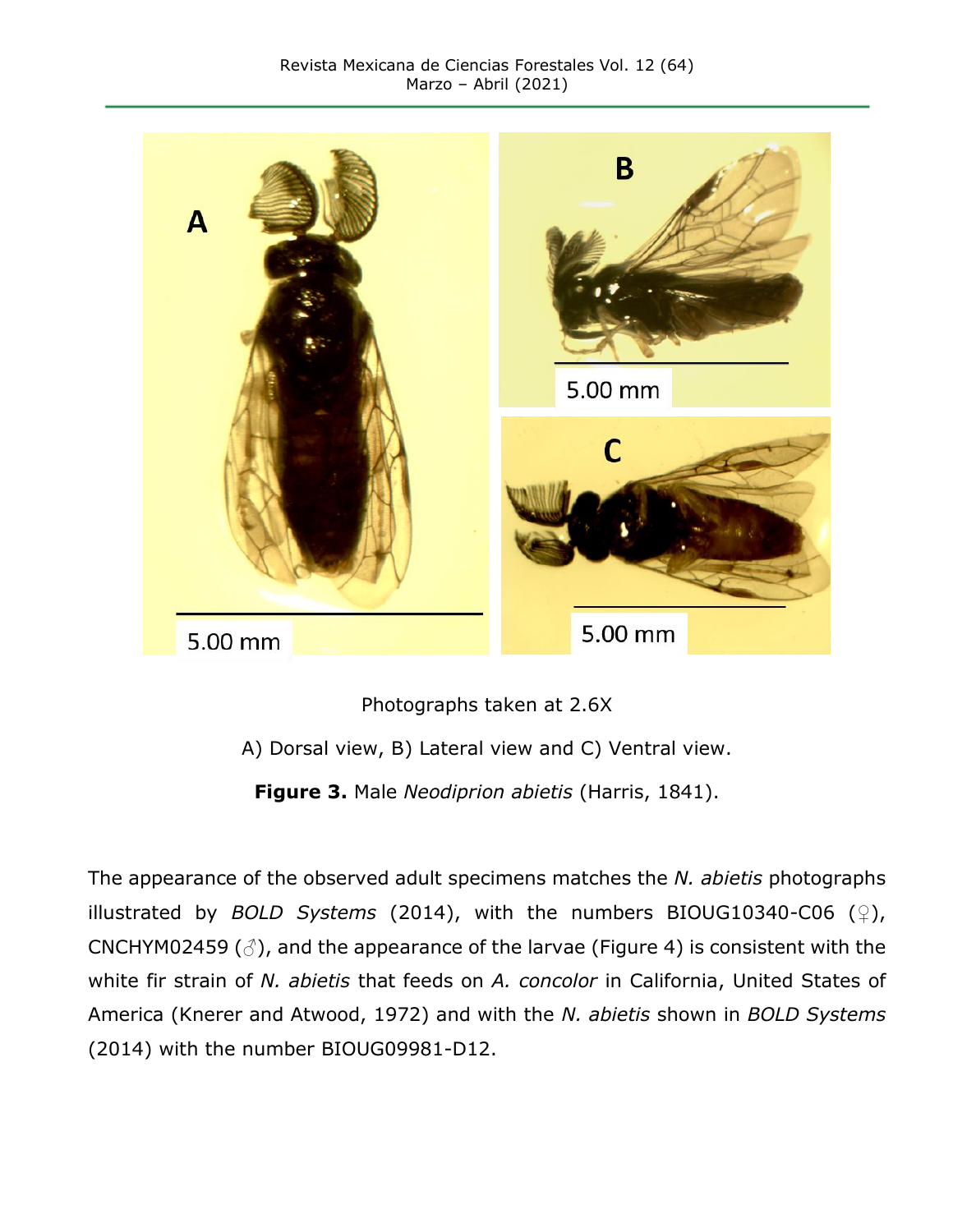Photographs taken at 2.6X

A) Dorsal view, B) Lateral view and C) Ventral view.

**Figure 3.** Male *Neodiprion abietis* (Harris, 1841).

The appearance of the observed adult specimens matches the *N. abietis* photographs illustrated by *BOLD Systems* (2014), with the numbers BIOUG10340-C06 (♀), CNCHYM02459 (♂), and the appearance of the larvae (Figure 4) is consistent with the white fir strain of *N. abietis* that feeds on *A. concolor* in California, United States of America (Knerer and Atwood, 1972) and with the *N. abietis* shown in *BOLD Systems* (2014) with the number BIOUG09981-D12.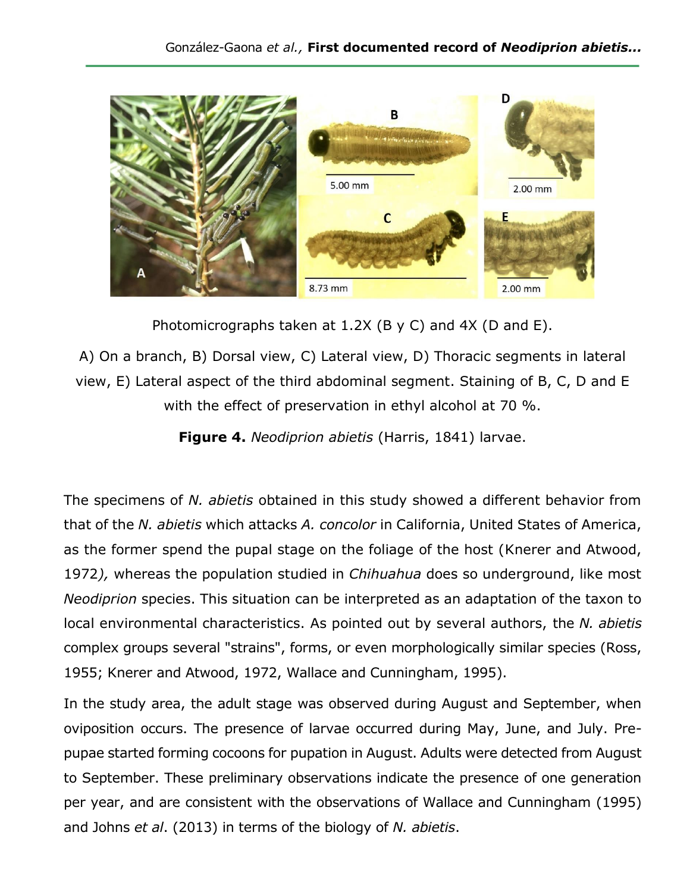Photomicrographs taken at 1.2X (B y C) and 4X (D and E).

A) On a branch, B) Dorsal view, C) Lateral view, D) Thoracic segments in lateral view, E) Lateral aspect of the third abdominal segment. Staining of B, C, D and E with the effect of preservation in ethyl alcohol at 70 %.

**Figure 4.** *Neodiprion abietis* (Harris, 1841) larvae.

The specimens of *N. abietis* obtained in this study showed a different behavior from that of the *N. abietis* which attacks *A. concolor* in California, United States of America, as the former spend the pupal stage on the foliage of the host (Knerer and Atwood, 1972*),* whereas the population studied in *Chihuahua* does so underground, like most *Neodiprion* species. This situation can be interpreted as an adaptation of the taxon to local environmental characteristics. As pointed out by several authors, the *N. abietis* complex groups several "strains", forms, or even morphologically similar species (Ross, 1955; Knerer and Atwood, 1972, Wallace and Cunningham, 1995).

In the study area, the adult stage was observed during August and September, when oviposition occurs. The presence of larvae occurred during May, June, and July. Pre-pupae started forming cocoons for pupation in August. Adults were detected from August to September. These preliminary observations indicate the presence of one generation per year, and are consistent with the observations of Wallace and Cunningham (1995) and Johns *et al*. (2013) in terms of the biology of *N. abietis*.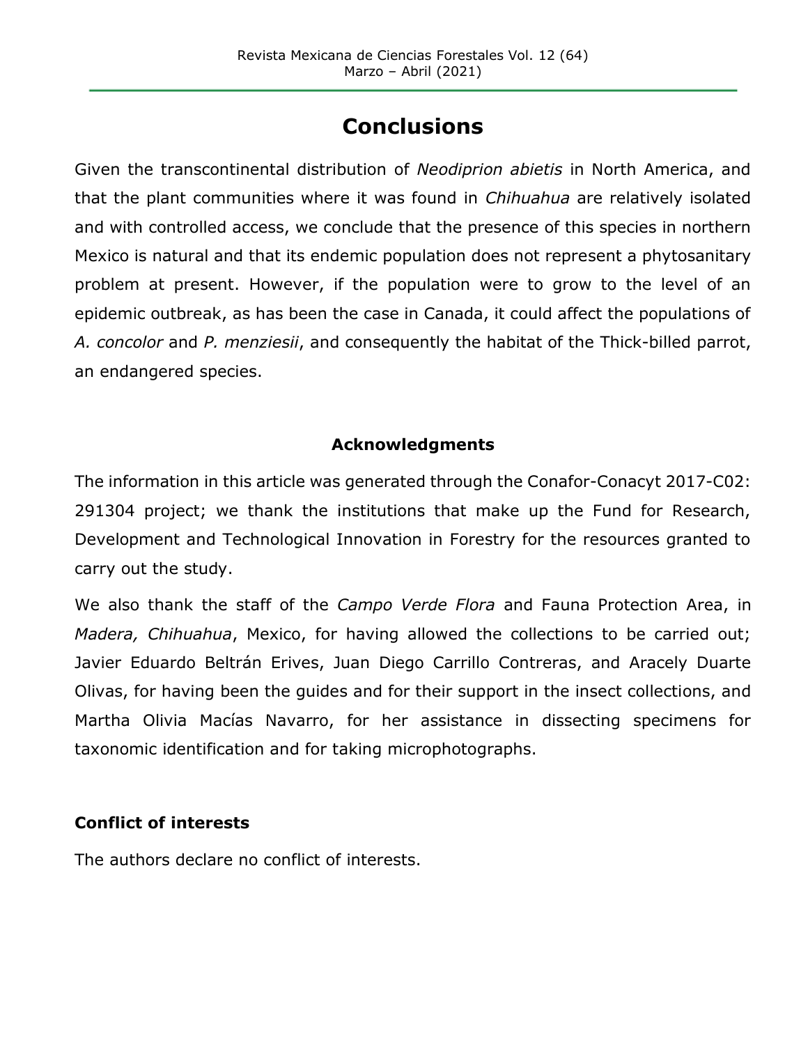# Conclusions

Given the transcontinental distribution of *Neodiprion abietis* in North America, and that the plant communities where it was found in *Chihuahua* are relatively isolated and with controlled access, we conclude that the presence of this species in northern Mexico is natural and that its endemic population does not represent a phytosanitary problem at present. However, if the population were to grow to the level of an epidemic outbreak, as has been the case in Canada, it could affect the populations of *A. concolor* and *P. menziesii*, and consequently the habitat of the Thick-billed parrot, an endangered species.

## Acknowledgments

The information in this article was generated through the Conafor-Conacyt 2017-C02: 291304 project; we thank the institutions that make up the Fund for Research, Development and Technological Innovation in Forestry for the resources granted to carry out the study.

We also thank the staff of the *Campo Verde Flora* and Fauna Protection Area, in *Madera, Chihuahua*, Mexico, for having allowed the collections to be carried out; Javier Eduardo Beltrán Erives, Juan Diego Carrillo Contreras, and Aracely Duarte Olivas, for having been the guides and for their support in the insect collections, and Martha Olivia Macías Navarro, for her assistance in dissecting specimens for taxonomic identification and for taking microphotographs.

**Conflict of interests**

The authors declare no conflict of interests.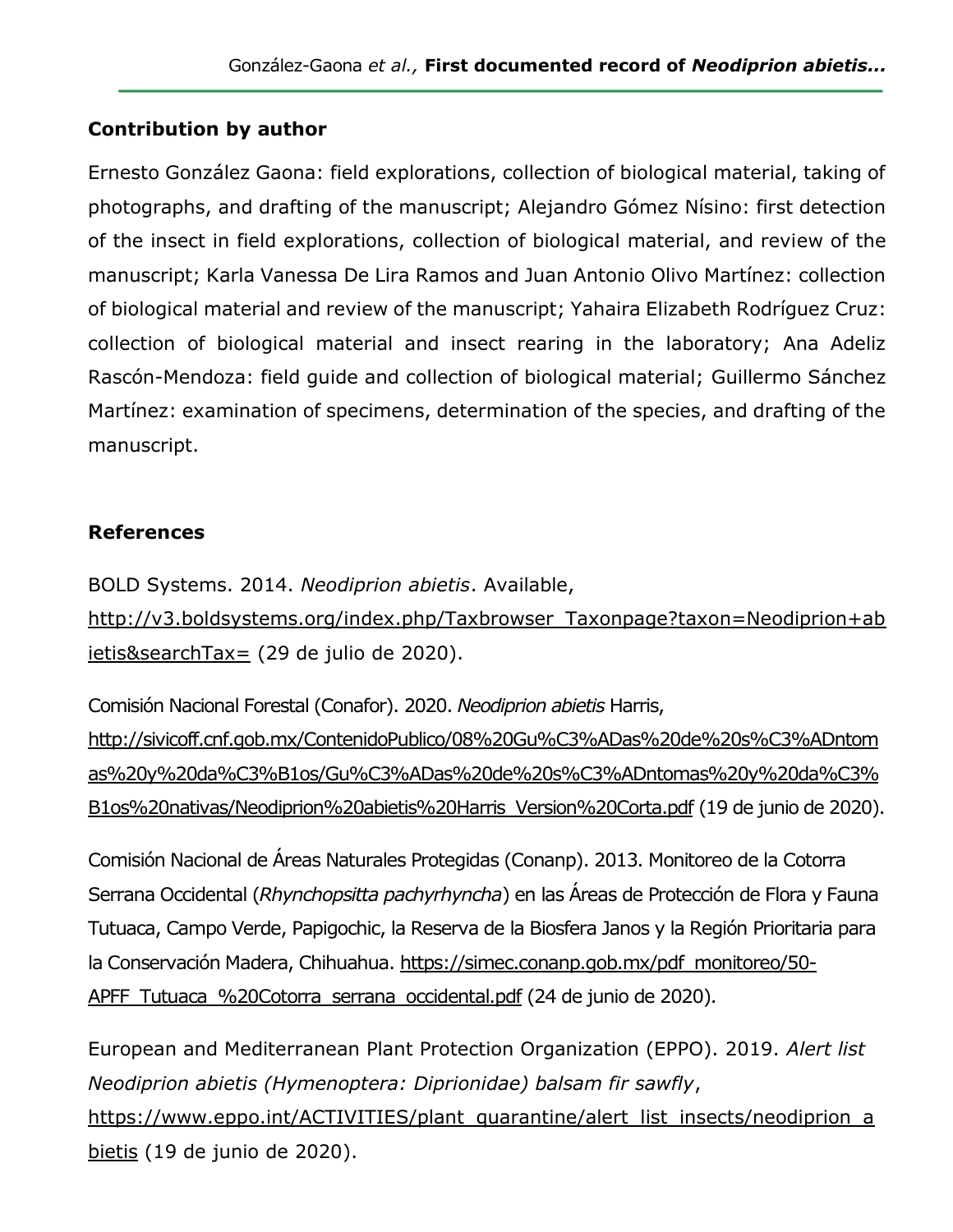## Contribution by author

Ernesto González Gaona: field explorations, collection of biological material, taking of photographs, and drafting of the manuscript; Alejandro Gómez Nísino: first detection of the insect in field explorations, collection of biological material, and review of the manuscript; Karla Vanessa De Lira Ramos and Juan Antonio Olivo Martínez: collection of biological material and review of the manuscript; Yahaira Elizabeth Rodríguez Cruz: collection of biological material and insect rearing in the laboratory; Ana Adeliz Rascón-Mendoza: field guide and collection of biological material; Guillermo Sánchez Martínez: examination of specimens, determination of the species, and drafting of the manuscript.

## References

BOLD Systems. 2014. *Neodiprion abietis*. Available, http://v3.boldsystems.org/index.php/Taxbrowser_Taxonpage?taxon=Neodiprion+abietis&searchTax= (29 de julio de 2020).

Comisión Nacional Forestal (Conafor). 2020. *Neodiprion abietis* Harris, http://sivicoff.cnf.gob.mx/ContenidoPublico/08%20Gu%C3%ADas%20de%20s%C3%ADntomas%20y%20da%C3%B1os/Gu%C3%ADas%20de%20s%C3%ADntomas%20y%20da%C3%B1os%20nativas/Neodiprion%20abietis%20Harris_Version%20Corta.pdf (19 de junio de 2020).

Comisión Nacional de Áreas Naturales Protegidas (Conanp). 2013. Monitoreo de la Cotorra Serrana Occidental (*Rhynchopsitta pachyrhyncha*) en las Áreas de Protección de Flora y Fauna Tutuaca, Campo Verde, Papigochic, la Reserva de la Biosfera Janos y la Región Prioritaria para la Conservación Madera, Chihuahua. https://simec.conanp.gob.mx/pdf_monitoreo/50-APFF_Tutuaca_%20Cotorra_serrana_occidental.pdf (24 de junio de 2020).

European and Mediterranean Plant Protection Organization (EPPO). 2019. *Alert list Neodiprion abietis (Hymenoptera: Diprionidae) balsam fir sawfly*, https://www.eppo.int/ACTIVITIES/plant_quarantine/alert_list_insects/neodiprion_abietis (19 de junio de 2020).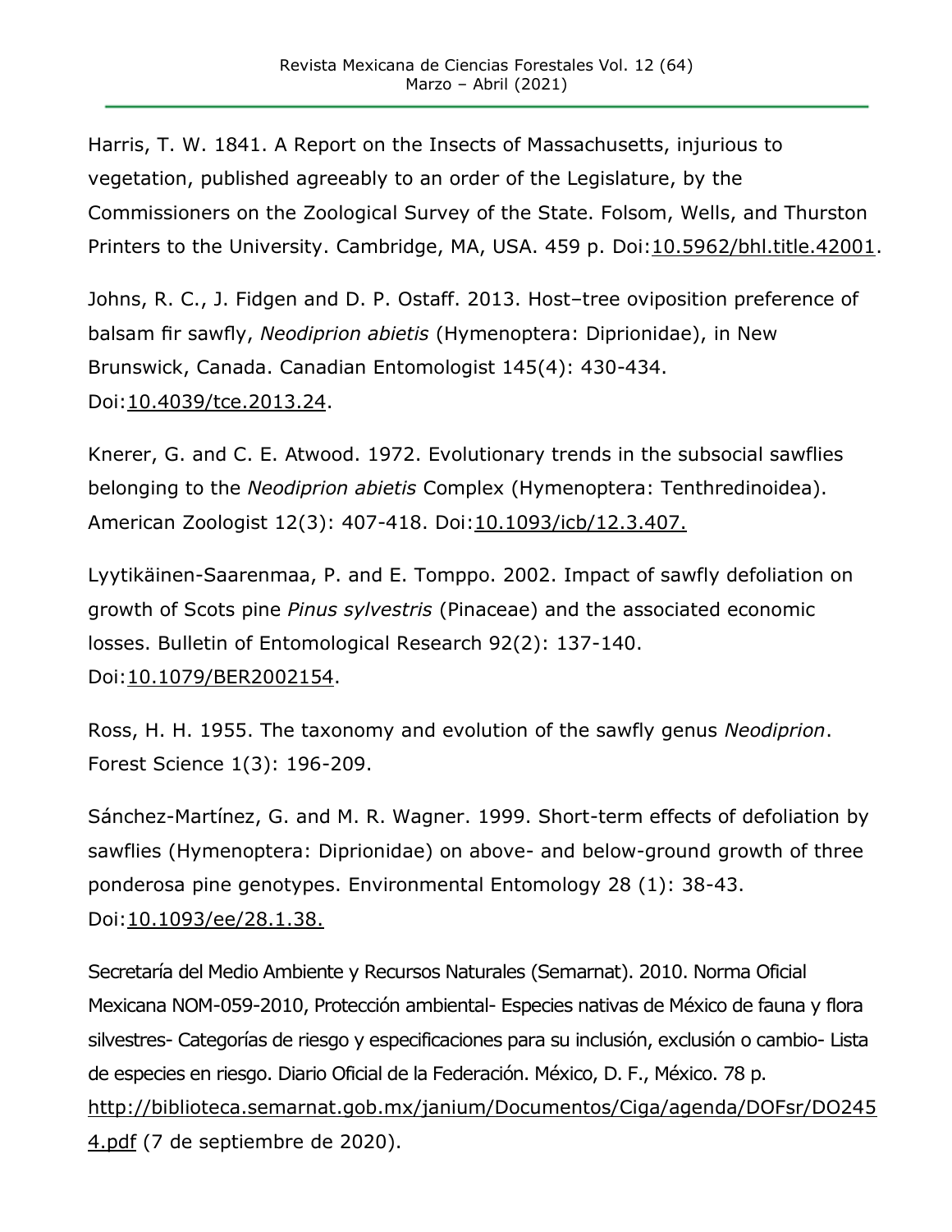Harris, T. W. 1841. A Report on the Insects of Massachusetts, injurious to vegetation, published agreeably to an order of the Legislature, by the Commissioners on the Zoological Survey of the State. Folsom, Wells, and Thurston Printers to the University. Cambridge, MA, USA. 459 p. Doi:10.5962/bhl.title.42001.

Johns, R. C., J. Fidgen and D. P. Ostaff. 2013. Host–tree oviposition preference of balsam fir sawfly, *Neodiprion abietis* (Hymenoptera: Diprionidae), in New Brunswick, Canada. Canadian Entomologist 145(4): 430-434. Doi:10.4039/tce.2013.24.

Knerer, G. and C. E. Atwood. 1972. Evolutionary trends in the subsocial sawflies belonging to the *Neodiprion abietis* Complex (Hymenoptera: Tenthredinoidea). American Zoologist 12(3): 407-418. Doi:10.1093/icb/12.3.407.

Lyytikäinen-Saarenmaa, P. and E. Tomppo. 2002. Impact of sawfly defoliation on growth of Scots pine *Pinus sylvestris* (Pinaceae) and the associated economic losses. Bulletin of Entomological Research 92(2): 137-140. Doi:10.1079/BER2002154.

Ross, H. H. 1955. The taxonomy and evolution of the sawfly genus *Neodiprion*. Forest Science 1(3): 196-209.

Sánchez-Martínez, G. and M. R. Wagner. 1999. Short-term effects of defoliation by sawflies (Hymenoptera: Diprionidae) on above- and below-ground growth of three ponderosa pine genotypes. Environmental Entomology 28 (1): 38-43. Doi:10.1093/ee/28.1.38.

Secretaría del Medio Ambiente y Recursos Naturales (Semarnat). 2010. Norma Oficial Mexicana NOM-059-2010, Protección ambiental- Especies nativas de México de fauna y flora silvestres- Categorías de riesgo y especificaciones para su inclusión, exclusión o cambio- Lista de especies en riesgo. Diario Oficial de la Federación. México, D. F., México. 78 p. http://biblioteca.semarnat.gob.mx/janium/Documentos/Ciga/agenda/DOFsr/DO2454.pdf (7 de septiembre de 2020).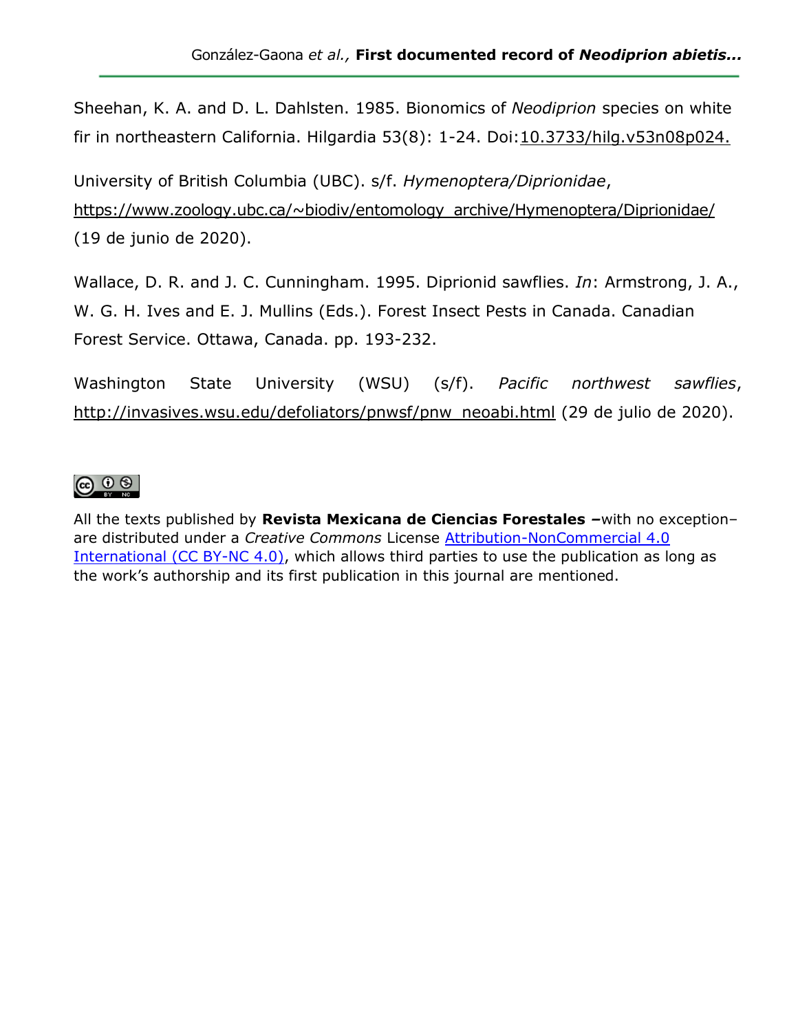Sheehan, K. A. and D. L. Dahlsten. 1985. Bionomics of *Neodiprion* species on white fir in northeastern California. Hilgardia 53(8): 1-24. Doi:10.3733/hilg.v53n08p024.

University of British Columbia (UBC). s/f. *Hymenoptera/Diprionidae*, https://www.zoology.ubc.ca/~biodiv/entomology_archive/Hymenoptera/Diprionidae/ (19 de junio de 2020).

Wallace, D. R. and J. C. Cunningham. 1995. Diprionid sawflies. *In*: Armstrong, J. A., W. G. H. Ives and E. J. Mullins (Eds.). Forest Insect Pests in Canada. Canadian Forest Service. Ottawa, Canada. pp. 193-232.

Washington State University (WSU) (s/f). *Pacific northwest sawflies*, http://invasives.wsu.edu/defoliators/pnwsf/pnw_neoabi.html (29 de julio de 2020).

All the texts published by **Revista Mexicana de Ciencias Forestales –**with no exception– are distributed under a *Creative Commons* License Attribution-NonCommercial 4.0 International (CC BY-NC 4.0), which allows third parties to use the publication as long as the work's authorship and its first publication in this journal are mentioned.